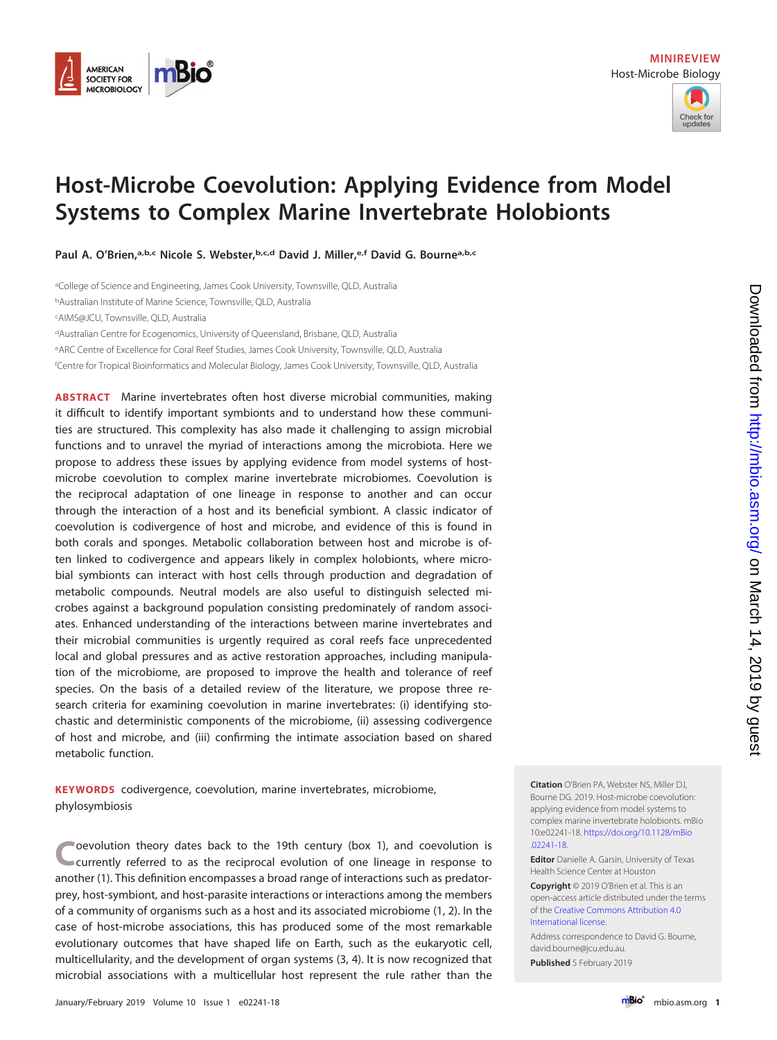MINIREVIEW

Host-Microbe Biology

# Host-Microbe Coevolution: Applying Evidence from Model Systems to Complex Marine Invertebrate Holobionts

**Paul A. O'Brien,[a,b,c] Nicole S. Webster,[b,c,d] David J. Miller,[e,f] David G. Bourne[a,b,c]**

[a]College of Science and Engineering, James Cook University, Townsville, QLD, Australia
[b]Australian Institute of Marine Science, Townsville, QLD, Australia
[c]AIMS@JCU, Townsville, QLD, Australia
[d]Australian Centre for Ecogenomics, University of Queensland, Brisbane, QLD, Australia
[e]ARC Centre of Excellence for Coral Reef Studies, James Cook University, Townsville, QLD, Australia
[f]Centre for Tropical Bioinformatics and Molecular Biology, James Cook University, Townsville, QLD, Australia

**ABSTRACT** Marine invertebrates often host diverse microbial communities, making it difficult to identify important symbionts and to understand how these communities are structured. This complexity has also made it challenging to assign microbial functions and to unravel the myriad of interactions among the microbiota. Here we propose to address these issues by applying evidence from model systems of host-microbe coevolution to complex marine invertebrate microbiomes. Coevolution is the reciprocal adaptation of one lineage in response to another and can occur through the interaction of a host and its beneficial symbiont. A classic indicator of coevolution is codivergence of host and microbe, and evidence of this is found in both corals and sponges. Metabolic collaboration between host and microbe is often linked to codivergence and appears likely in complex holobionts, where microbial symbionts can interact with host cells through production and degradation of metabolic compounds. Neutral models are also useful to distinguish selected microbes against a background population consisting predominately of random associates. Enhanced understanding of the interactions between marine invertebrates and their microbial communities is urgently required as coral reefs face unprecedented local and global pressures and as active restoration approaches, including manipulation of the microbiome, are proposed to improve the health and tolerance of reef species. On the basis of a detailed review of the literature, we propose three research criteria for examining coevolution in marine invertebrates: (i) identifying stochastic and deterministic components of the microbiome, (ii) assessing codivergence of host and microbe, and (iii) confirming the intimate association based on shared metabolic function.

**KEYWORDS** codivergence, coevolution, marine invertebrates, microbiome, phylosymbiosis

Coevolution theory dates back to the 19th century (box 1), and coevolution is currently referred to as the reciprocal evolution of one lineage in response to another (1). This definition encompasses a broad range of interactions such as predator-prey, host-symbiont, and host-parasite interactions or interactions among the members of a community of organisms such as a host and its associated microbiome (1, 2). In the case of host-microbe associations, this has produced some of the most remarkable evolutionary outcomes that have shaped life on Earth, such as the eukaryotic cell, multicellularity, and the development of organ systems (3, 4). It is now recognized that microbial associations with a multicellular host represent the rule rather than the

**Citation** O'Brien PA, Webster NS, Miller DJ, Bourne DG. 2019. Host-microbe coevolution: applying evidence from model systems to complex marine invertebrate holobionts. mBio 10:e02241-18. https://doi.org/10.1128/mBio.02241-18.

**Editor** Danielle A. Garsin, University of Texas Health Science Center at Houston

**Copyright** © 2019 O'Brien et al. This is an open-access article distributed under the terms of the Creative Commons Attribution 4.0 International license.

Address correspondence to David G. Bourne, david.bourne@jcu.edu.au.

**Published** 5 February 2019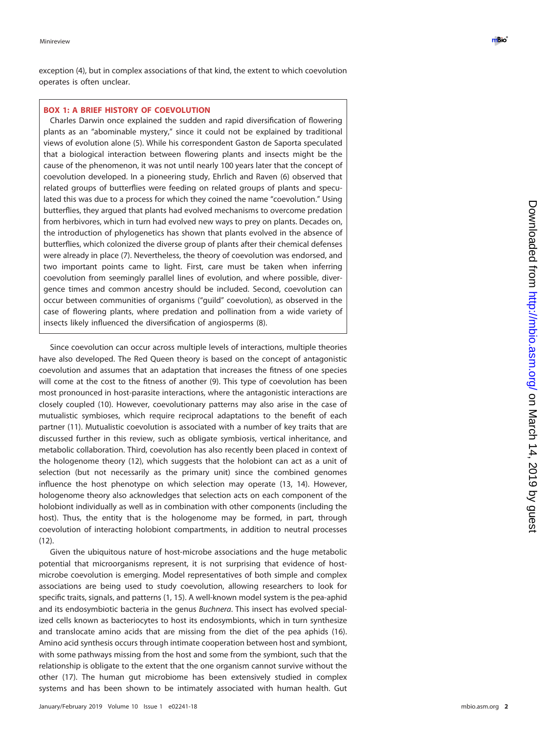exception (4), but in complex associations of that kind, the extent to which coevolution operates is often unclear.

> **BOX 1: A BRIEF HISTORY OF COEVOLUTION**
>
> Charles Darwin once explained the sudden and rapid diversification of flowering plants as an "abominable mystery," since it could not be explained by traditional views of evolution alone (5). While his correspondent Gaston de Saporta speculated that a biological interaction between flowering plants and insects might be the cause of the phenomenon, it was not until nearly 100 years later that the concept of coevolution developed. In a pioneering study, Ehrlich and Raven (6) observed that related groups of butterflies were feeding on related groups of plants and speculated this was due to a process for which they coined the name "coevolution." Using butterflies, they argued that plants had evolved mechanisms to overcome predation from herbivores, which in turn had evolved new ways to prey on plants. Decades on, the introduction of phylogenetics has shown that plants evolved in the absence of butterflies, which colonized the diverse group of plants after their chemical defenses were already in place (7). Nevertheless, the theory of coevolution was endorsed, and two important points came to light. First, care must be taken when inferring coevolution from seemingly parallel lines of evolution, and where possible, divergence times and common ancestry should be included. Second, coevolution can occur between communities of organisms ("guild" coevolution), as observed in the case of flowering plants, where predation and pollination from a wide variety of insects likely influenced the diversification of angiosperms (8).

Since coevolution can occur across multiple levels of interactions, multiple theories have also developed. The Red Queen theory is based on the concept of antagonistic coevolution and assumes that an adaptation that increases the fitness of one species will come at the cost to the fitness of another (9). This type of coevolution has been most pronounced in host-parasite interactions, where the antagonistic interactions are closely coupled (10). However, coevolutionary patterns may also arise in the case of mutualistic symbioses, which require reciprocal adaptations to the benefit of each partner (11). Mutualistic coevolution is associated with a number of key traits that are discussed further in this review, such as obligate symbiosis, vertical inheritance, and metabolic collaboration. Third, coevolution has also recently been placed in context of the hologenome theory (12), which suggests that the holobiont can act as a unit of selection (but not necessarily as the primary unit) since the combined genomes influence the host phenotype on which selection may operate (13, 14). However, hologenome theory also acknowledges that selection acts on each component of the holobiont individually as well as in combination with other components (including the host). Thus, the entity that is the hologenome may be formed, in part, through coevolution of interacting holobiont compartments, in addition to neutral processes (12).

Given the ubiquitous nature of host-microbe associations and the huge metabolic potential that microorganisms represent, it is not surprising that evidence of host-microbe coevolution is emerging. Model representatives of both simple and complex associations are being used to study coevolution, allowing researchers to look for specific traits, signals, and patterns (1, 15). A well-known model system is the pea-aphid and its endosymbiotic bacteria in the genus *Buchnera*. This insect has evolved specialized cells known as bacteriocytes to host its endosymbionts, which in turn synthesize and translocate amino acids that are missing from the diet of the pea aphids (16). Amino acid synthesis occurs through intimate cooperation between host and symbiont, with some pathways missing from the host and some from the symbiont, such that the relationship is obligate to the extent that the one organism cannot survive without the other (17). The human gut microbiome has been extensively studied in complex systems and has been shown to be intimately associated with human health. Gut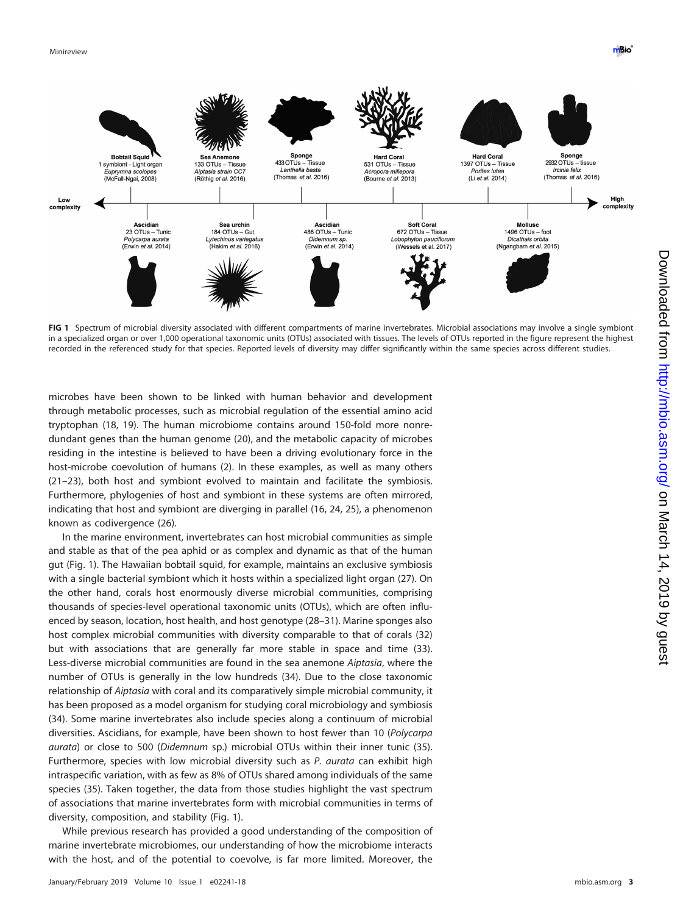Low complexity ← → High complexity

**Bobtail Squid**
1 symbiont - Light organ
*Euprymna scolopes*
(McFall-Ngai, 2008)

**Ascidian**
23 OTUs – Tunic
*Polycarpa aurata*
(Erwin *et al.* 2014)

**Sea Anemone**
133 OTUs – Tissue
*Aiptasia strain CC7*
(Röthig *et al.* 2016)

**Sea urchin**
184 OTUs – Gut
*Lytechinus variegatus*
(Hakim *et al.* 2016)

**Sponge**
433 OTUs – Tissue
*Lanthella basta*
(Thomas *et al.* 2016)

**Ascidian**
486 OTUs – Tunic
*Didemnum sp.*
(Erwin *et al.* 2014)

**Hard Coral**
531 OTUs – Tissue
*Acropora millepora*
(Bourne *et al.* 2013)

**Soft Coral**
672 OTUs – Tissue
*Lobophyton pauciflorum*
(Wessels et al. 2017)

**Hard Coral**
1397 OTUs – Tissue
*Porites lutea*
(Li *et al.* 2014)

**Mollusc**
1496 OTUs – foot
*Dicathais orbita*
(Ngangbam *et al.* 2015)

**Sponge**
2932 OTUs – tissue
*Ircinia felix*
(Thomas *et al.* 2016)

**FIG 1** Spectrum of microbial diversity associated with different compartments of marine invertebrates. Microbial associations may involve a single symbiont in a specialized organ or over 1,000 operational taxonomic units (OTUs) associated with tissues. The levels of OTUs reported in the figure represent the highest recorded in the referenced study for that species. Reported levels of diversity may differ significantly within the same species across different studies.

microbes have been shown to be linked with human behavior and development through metabolic processes, such as microbial regulation of the essential amino acid tryptophan (18, 19). The human microbiome contains around 150-fold more nonredundant genes than the human genome (20), and the metabolic capacity of microbes residing in the intestine is believed to have been a driving evolutionary force in the host-microbe coevolution of humans (2). In these examples, as well as many others (21–23), both host and symbiont evolved to maintain and facilitate the symbiosis. Furthermore, phylogenies of host and symbiont in these systems are often mirrored, indicating that host and symbiont are diverging in parallel (16, 24, 25), a phenomenon known as codivergence (26).

In the marine environment, invertebrates can host microbial communities as simple and stable as that of the pea aphid or as complex and dynamic as that of the human gut (Fig. 1). The Hawaiian bobtail squid, for example, maintains an exclusive symbiosis with a single bacterial symbiont which it hosts within a specialized light organ (27). On the other hand, corals host enormously diverse microbial communities, comprising thousands of species-level operational taxonomic units (OTUs), which are often influenced by season, location, host health, and host genotype (28–31). Marine sponges also host complex microbial communities with diversity comparable to that of corals (32) but with associations that are generally far more stable in space and time (33). Less-diverse microbial communities are found in the sea anemone *Aiptasia*, where the number of OTUs is generally in the low hundreds (34). Due to the close taxonomic relationship of *Aiptasia* with coral and its comparatively simple microbial community, it has been proposed as a model organism for studying coral microbiology and symbiosis (34). Some marine invertebrates also include species along a continuum of microbial diversities. Ascidians, for example, have been shown to host fewer than 10 (*Polycarpa aurata*) or close to 500 (*Didemnum* sp.) microbial OTUs within their inner tunic (35). Furthermore, species with low microbial diversity such as *P. aurata* can exhibit high intraspecific variation, with as few as 8% of OTUs shared among individuals of the same species (35). Taken together, the data from those studies highlight the vast spectrum of associations that marine invertebrates form with microbial communities in terms of diversity, composition, and stability (Fig. 1).

While previous research has provided a good understanding of the composition of marine invertebrate microbiomes, our understanding of how the microbiome interacts with the host, and of the potential to coevolve, is far more limited. Moreover, the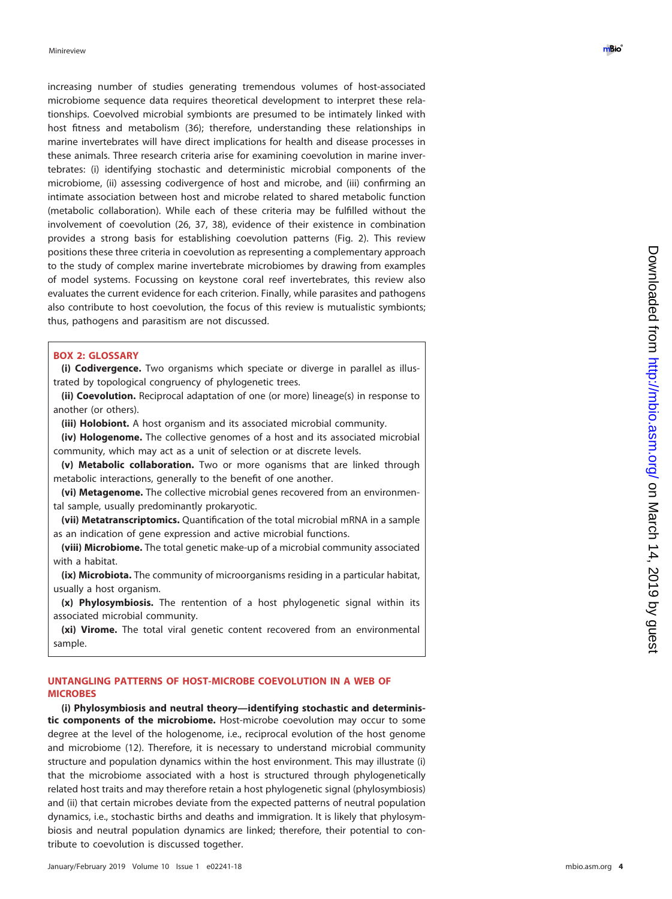increasing number of studies generating tremendous volumes of host-associated microbiome sequence data requires theoretical development to interpret these relationships. Coevolved microbial symbionts are presumed to be intimately linked with host fitness and metabolism (36); therefore, understanding these relationships in marine invertebrates will have direct implications for health and disease processes in these animals. Three research criteria arise for examining coevolution in marine invertebrates: (i) identifying stochastic and deterministic microbial components of the microbiome, (ii) assessing codivergence of host and microbe, and (iii) confirming an intimate association between host and microbe related to shared metabolic function (metabolic collaboration). While each of these criteria may be fulfilled without the involvement of coevolution (26, 37, 38), evidence of their existence in combination provides a strong basis for establishing coevolution patterns (Fig. 2). This review positions these three criteria in coevolution as representing a complementary approach to the study of complex marine invertebrate microbiomes by drawing from examples of model systems. Focussing on keystone coral reef invertebrates, this review also evaluates the current evidence for each criterion. Finally, while parasites and pathogens also contribute to host coevolution, the focus of this review is mutualistic symbionts; thus, pathogens and parasitism are not discussed.

**BOX 2: GLOSSARY**

**(i) Codivergence.** Two organisms which speciate or diverge in parallel as illustrated by topological congruency of phylogenetic trees.

**(ii) Coevolution.** Reciprocal adaptation of one (or more) lineage(s) in response to another (or others).

**(iii) Holobiont.** A host organism and its associated microbial community.

**(iv) Hologenome.** The collective genomes of a host and its associated microbial community, which may act as a unit of selection or at discrete levels.

**(v) Metabolic collaboration.** Two or more oganisms that are linked through metabolic interactions, generally to the benefit of one another.

**(vi) Metagenome.** The collective microbial genes recovered from an environmental sample, usually predominantly prokaryotic.

**(vii) Metatranscriptomics.** Quantification of the total microbial mRNA in a sample as an indication of gene expression and active microbial functions.

**(viii) Microbiome.** The total genetic make-up of a microbial community associated with a habitat.

**(ix) Microbiota.** The community of microorganisms residing in a particular habitat, usually a host organism.

**(x) Phylosymbiosis.** The rentention of a host phylogenetic signal within its associated microbial community.

**(xi) Virome.** The total viral genetic content recovered from an environmental sample.

## UNTANGLING PATTERNS OF HOST-MICROBE COEVOLUTION IN A WEB OF MICROBES

**(i) Phylosymbiosis and neutral theory—identifying stochastic and deterministic components of the microbiome.** Host-microbe coevolution may occur to some degree at the level of the hologenome, i.e., reciprocal evolution of the host genome and microbiome (12). Therefore, it is necessary to understand microbial community structure and population dynamics within the host environment. This may illustrate (i) that the microbiome associated with a host is structured through phylogenetically related host traits and may therefore retain a host phylogenetic signal (phylosymbiosis) and (ii) that certain microbes deviate from the expected patterns of neutral population dynamics, i.e., stochastic births and deaths and immigration. It is likely that phylosymbiosis and neutral population dynamics are linked; therefore, their potential to contribute to coevolution is discussed together.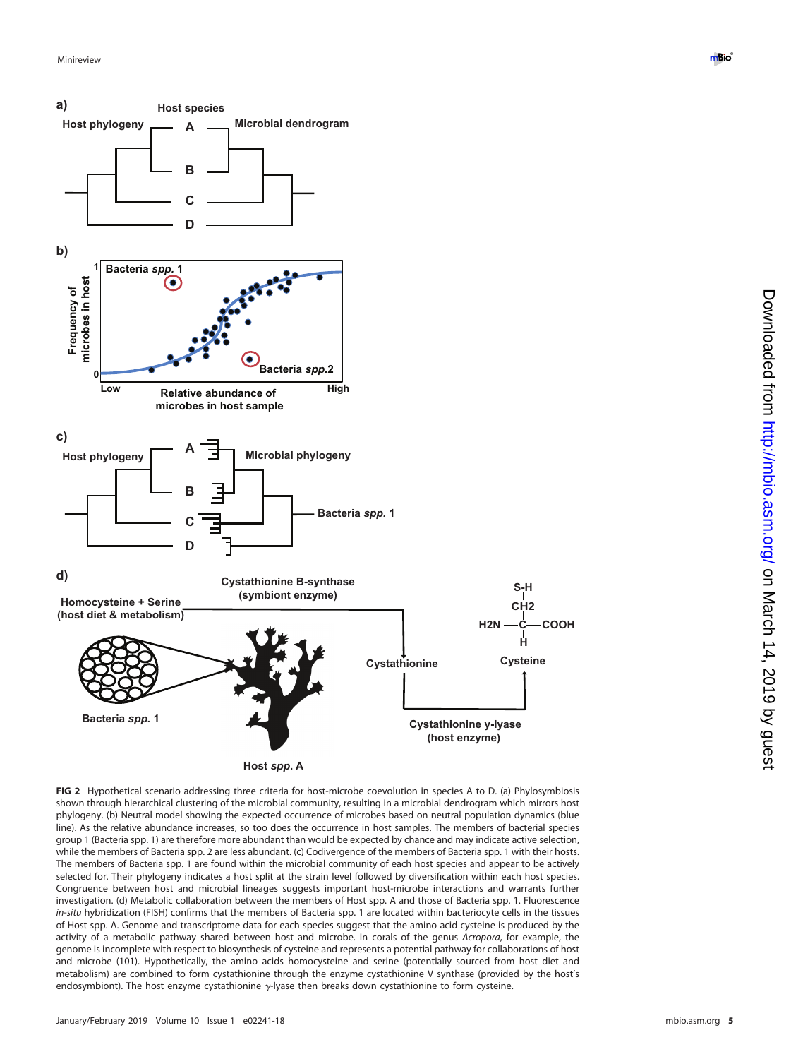**FIG 2** Hypothetical scenario addressing three criteria for host-microbe coevolution in species A to D. (a) Phylosymbiosis shown through hierarchical clustering of the microbial community, resulting in a microbial dendrogram which mirrors host phylogeny. (b) Neutral model showing the expected occurrence of microbes based on neutral population dynamics (blue line). As the relative abundance increases, so too does the occurrence in host samples. The members of bacterial species group 1 (Bacteria spp. 1) are therefore more abundant than would be expected by chance and may indicate active selection, while the members of Bacteria spp. 2 are less abundant. (c) Codivergence of the members of Bacteria spp. 1 with their hosts. The members of Bacteria spp. 1 are found within the microbial community of each host species and appear to be actively selected for. Their phylogeny indicates a host split at the strain level followed by diversification within each host species. Congruence between host and microbial lineages suggests important host-microbe interactions and warrants further investigation. (d) Metabolic collaboration between the members of Host spp. A and those of Bacteria spp. 1. Fluorescence *in-situ* hybridization (FISH) confirms that the members of Bacteria spp. 1 are located within bacteriocyte cells in the tissues of Host spp. A. Genome and transcriptome data for each species suggest that the amino acid cysteine is produced by the activity of a metabolic pathway shared between host and microbe. In corals of the genus *Acropora*, for example, the genome is incomplete with respect to biosynthesis of cysteine and represents a potential pathway for collaborations of host and microbe (101). Hypothetically, the amino acids homocysteine and serine (potentially sourced from host diet and metabolism) are combined to form cystathionine through the enzyme cystathionine V synthase (provided by the host's endosymbiont). The host enzyme cystathionine $\gamma$-lyase then breaks down cystathionine to form cysteine.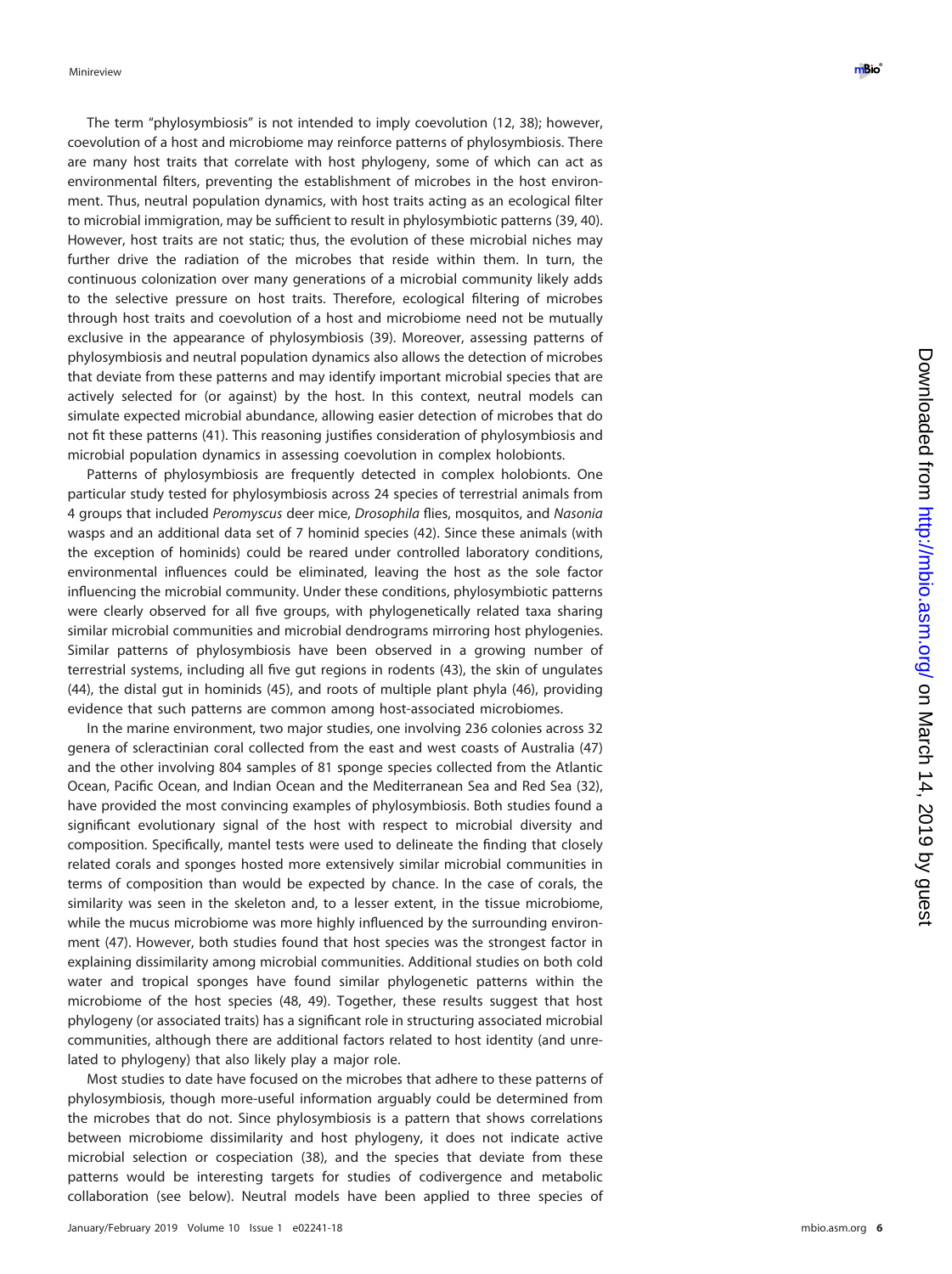The term "phylosymbiosis" is not intended to imply coevolution (12, 38); however, coevolution of a host and microbiome may reinforce patterns of phylosymbiosis. There are many host traits that correlate with host phylogeny, some of which can act as environmental filters, preventing the establishment of microbes in the host environment. Thus, neutral population dynamics, with host traits acting as an ecological filter to microbial immigration, may be sufficient to result in phylosymbiotic patterns (39, 40). However, host traits are not static; thus, the evolution of these microbial niches may further drive the radiation of the microbes that reside within them. In turn, the continuous colonization over many generations of a microbial community likely adds to the selective pressure on host traits. Therefore, ecological filtering of microbes through host traits and coevolution of a host and microbiome need not be mutually exclusive in the appearance of phylosymbiosis (39). Moreover, assessing patterns of phylosymbiosis and neutral population dynamics also allows the detection of microbes that deviate from these patterns and may identify important microbial species that are actively selected for (or against) by the host. In this context, neutral models can simulate expected microbial abundance, allowing easier detection of microbes that do not fit these patterns (41). This reasoning justifies consideration of phylosymbiosis and microbial population dynamics in assessing coevolution in complex holobionts.

Patterns of phylosymbiosis are frequently detected in complex holobionts. One particular study tested for phylosymbiosis across 24 species of terrestrial animals from 4 groups that included *Peromyscus* deer mice, *Drosophila* flies, mosquitos, and *Nasonia* wasps and an additional data set of 7 hominid species (42). Since these animals (with the exception of hominids) could be reared under controlled laboratory conditions, environmental influences could be eliminated, leaving the host as the sole factor influencing the microbial community. Under these conditions, phylosymbiotic patterns were clearly observed for all five groups, with phylogenetically related taxa sharing similar microbial communities and microbial dendrograms mirroring host phylogenies. Similar patterns of phylosymbiosis have been observed in a growing number of terrestrial systems, including all five gut regions in rodents (43), the skin of ungulates (44), the distal gut in hominids (45), and roots of multiple plant phyla (46), providing evidence that such patterns are common among host-associated microbiomes.

In the marine environment, two major studies, one involving 236 colonies across 32 genera of scleractinian coral collected from the east and west coasts of Australia (47) and the other involving 804 samples of 81 sponge species collected from the Atlantic Ocean, Pacific Ocean, and Indian Ocean and the Mediterranean Sea and Red Sea (32), have provided the most convincing examples of phylosymbiosis. Both studies found a significant evolutionary signal of the host with respect to microbial diversity and composition. Specifically, mantel tests were used to delineate the finding that closely related corals and sponges hosted more extensively similar microbial communities in terms of composition than would be expected by chance. In the case of corals, the similarity was seen in the skeleton and, to a lesser extent, in the tissue microbiome, while the mucus microbiome was more highly influenced by the surrounding environment (47). However, both studies found that host species was the strongest factor in explaining dissimilarity among microbial communities. Additional studies on both cold water and tropical sponges have found similar phylogenetic patterns within the microbiome of the host species (48, 49). Together, these results suggest that host phylogeny (or associated traits) has a significant role in structuring associated microbial communities, although there are additional factors related to host identity (and unrelated to phylogeny) that also likely play a major role.

Most studies to date have focused on the microbes that adhere to these patterns of phylosymbiosis, though more-useful information arguably could be determined from the microbes that do not. Since phylosymbiosis is a pattern that shows correlations between microbiome dissimilarity and host phylogeny, it does not indicate active microbial selection or cospeciation (38), and the species that deviate from these patterns would be interesting targets for studies of codivergence and metabolic collaboration (see below). Neutral models have been applied to three species of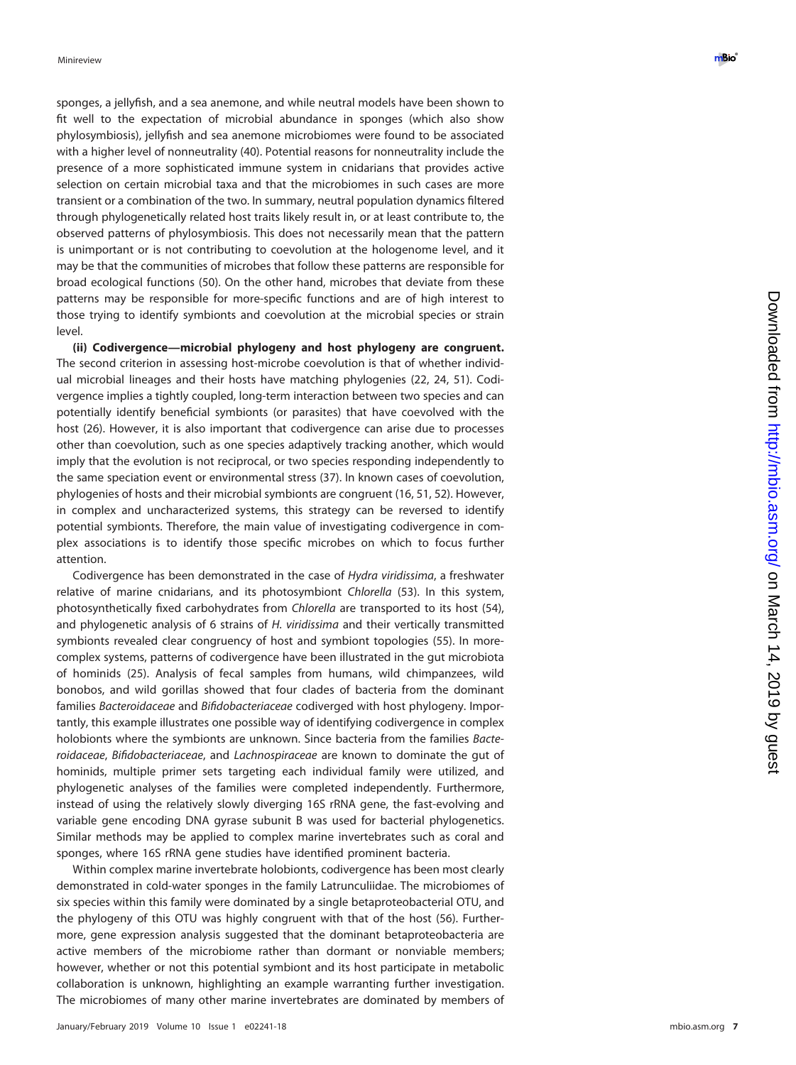sponges, a jellyfish, and a sea anemone, and while neutral models have been shown to fit well to the expectation of microbial abundance in sponges (which also show phylosymbiosis), jellyfish and sea anemone microbiomes were found to be associated with a higher level of nonneutrality (40). Potential reasons for nonneutrality include the presence of a more sophisticated immune system in cnidarians that provides active selection on certain microbial taxa and that the microbiomes in such cases are more transient or a combination of the two. In summary, neutral population dynamics filtered through phylogenetically related host traits likely result in, or at least contribute to, the observed patterns of phylosymbiosis. This does not necessarily mean that the pattern is unimportant or is not contributing to coevolution at the hologenome level, and it may be that the communities of microbes that follow these patterns are responsible for broad ecological functions (50). On the other hand, microbes that deviate from these patterns may be responsible for more-specific functions and are of high interest to those trying to identify symbionts and coevolution at the microbial species or strain level.

**(ii) Codivergence—microbial phylogeny and host phylogeny are congruent.** The second criterion in assessing host-microbe coevolution is that of whether individual microbial lineages and their hosts have matching phylogenies (22, 24, 51). Codivergence implies a tightly coupled, long-term interaction between two species and can potentially identify beneficial symbionts (or parasites) that have coevolved with the host (26). However, it is also important that codivergence can arise due to processes other than coevolution, such as one species adaptively tracking another, which would imply that the evolution is not reciprocal, or two species responding independently to the same speciation event or environmental stress (37). In known cases of coevolution, phylogenies of hosts and their microbial symbionts are congruent (16, 51, 52). However, in complex and uncharacterized systems, this strategy can be reversed to identify potential symbionts. Therefore, the main value of investigating codivergence in complex associations is to identify those specific microbes on which to focus further attention.

Codivergence has been demonstrated in the case of *Hydra viridissima*, a freshwater relative of marine cnidarians, and its photosymbiont *Chlorella* (53). In this system, photosynthetically fixed carbohydrates from *Chlorella* are transported to its host (54), and phylogenetic analysis of 6 strains of *H. viridissima* and their vertically transmitted symbionts revealed clear congruency of host and symbiont topologies (55). In more-complex systems, patterns of codivergence have been illustrated in the gut microbiota of hominids (25). Analysis of fecal samples from humans, wild chimpanzees, wild bonobos, and wild gorillas showed that four clades of bacteria from the dominant families *Bacteroidaceae* and *Bifidobacteriaceae* codiverged with host phylogeny. Importantly, this example illustrates one possible way of identifying codivergence in complex holobionts where the symbionts are unknown. Since bacteria from the families *Bacteroidaceae*, *Bifidobacteriaceae*, and *Lachnospiraceae* are known to dominate the gut of hominids, multiple primer sets targeting each individual family were utilized, and phylogenetic analyses of the families were completed independently. Furthermore, instead of using the relatively slowly diverging 16S rRNA gene, the fast-evolving and variable gene encoding DNA gyrase subunit B was used for bacterial phylogenetics. Similar methods may be applied to complex marine invertebrates such as coral and sponges, where 16S rRNA gene studies have identified prominent bacteria.

Within complex marine invertebrate holobionts, codivergence has been most clearly demonstrated in cold-water sponges in the family Latrunculiidae. The microbiomes of six species within this family were dominated by a single betaproteobacterial OTU, and the phylogeny of this OTU was highly congruent with that of the host (56). Furthermore, gene expression analysis suggested that the dominant betaproteobacteria are active members of the microbiome rather than dormant or nonviable members; however, whether or not this potential symbiont and its host participate in metabolic collaboration is unknown, highlighting an example warranting further investigation. The microbiomes of many other marine invertebrates are dominated by members of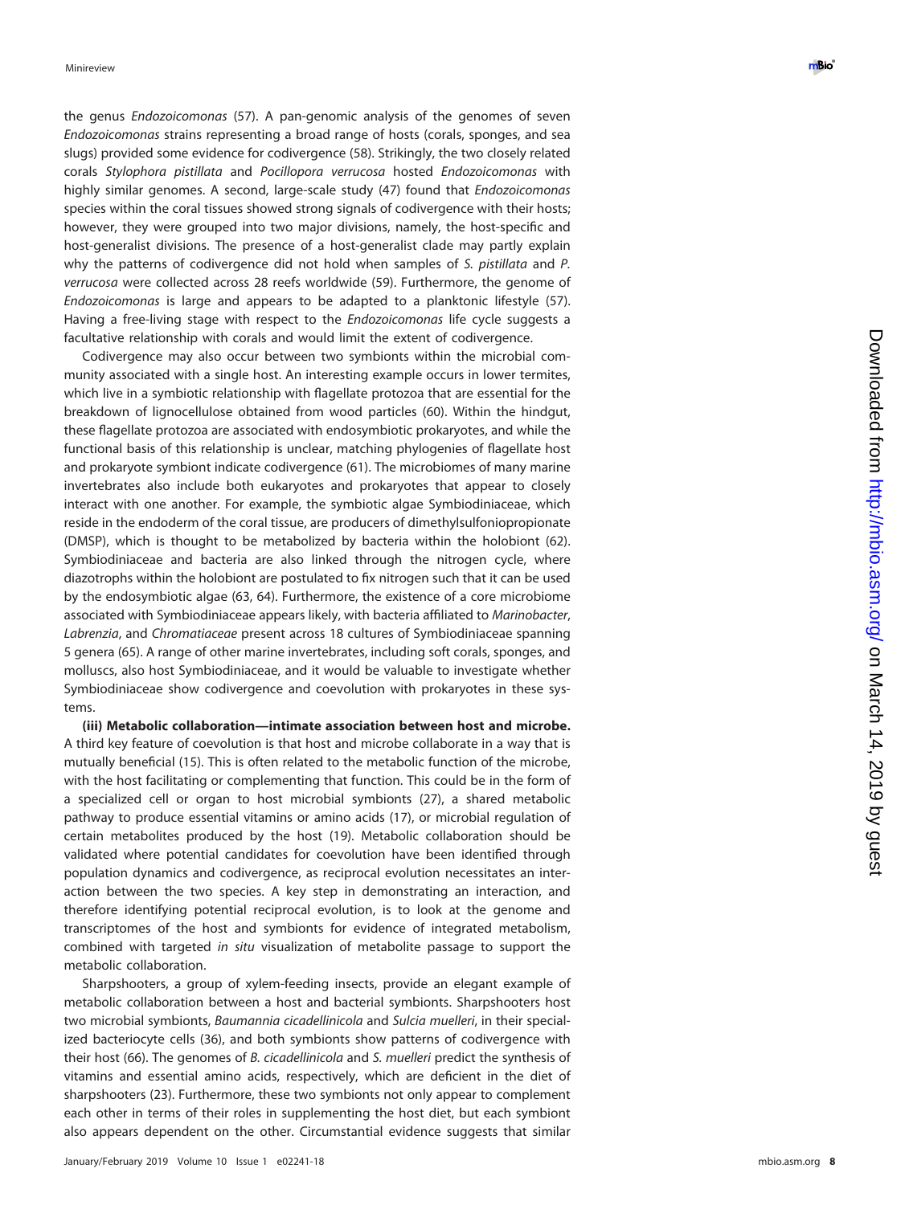the genus *Endozoicomonas* (57). A pan-genomic analysis of the genomes of seven *Endozoicomonas* strains representing a broad range of hosts (corals, sponges, and sea slugs) provided some evidence for codivergence (58). Strikingly, the two closely related corals *Stylophora pistillata* and *Pocillopora verrucosa* hosted *Endozoicomonas* with highly similar genomes. A second, large-scale study (47) found that *Endozoicomonas* species within the coral tissues showed strong signals of codivergence with their hosts; however, they were grouped into two major divisions, namely, the host-specific and host-generalist divisions. The presence of a host-generalist clade may partly explain why the patterns of codivergence did not hold when samples of *S. pistillata* and *P. verrucosa* were collected across 28 reefs worldwide (59). Furthermore, the genome of *Endozoicomonas* is large and appears to be adapted to a planktonic lifestyle (57). Having a free-living stage with respect to the *Endozoicomonas* life cycle suggests a facultative relationship with corals and would limit the extent of codivergence.

Codivergence may also occur between two symbionts within the microbial community associated with a single host. An interesting example occurs in lower termites, which live in a symbiotic relationship with flagellate protozoa that are essential for the breakdown of lignocellulose obtained from wood particles (60). Within the hindgut, these flagellate protozoa are associated with endosymbiotic prokaryotes, and while the functional basis of this relationship is unclear, matching phylogenies of flagellate host and prokaryote symbiont indicate codivergence (61). The microbiomes of many marine invertebrates also include both eukaryotes and prokaryotes that appear to closely interact with one another. For example, the symbiotic algae Symbiodiniaceae, which reside in the endoderm of the coral tissue, are producers of dimethylsulfoniopropionate (DMSP), which is thought to be metabolized by bacteria within the holobiont (62). Symbiodiniaceae and bacteria are also linked through the nitrogen cycle, where diazotrophs within the holobiont are postulated to fix nitrogen such that it can be used by the endosymbiotic algae (63, 64). Furthermore, the existence of a core microbiome associated with Symbiodiniaceae appears likely, with bacteria affiliated to *Marinobacter*, *Labrenzia*, and *Chromatiaceae* present across 18 cultures of Symbiodiniaceae spanning 5 genera (65). A range of other marine invertebrates, including soft corals, sponges, and molluscs, also host Symbiodiniaceae, and it would be valuable to investigate whether Symbiodiniaceae show codivergence and coevolution with prokaryotes in these systems.

**(iii) Metabolic collaboration—intimate association between host and microbe.** A third key feature of coevolution is that host and microbe collaborate in a way that is mutually beneficial (15). This is often related to the metabolic function of the microbe, with the host facilitating or complementing that function. This could be in the form of a specialized cell or organ to host microbial symbionts (27), a shared metabolic pathway to produce essential vitamins or amino acids (17), or microbial regulation of certain metabolites produced by the host (19). Metabolic collaboration should be validated where potential candidates for coevolution have been identified through population dynamics and codivergence, as reciprocal evolution necessitates an interaction between the two species. A key step in demonstrating an interaction, and therefore identifying potential reciprocal evolution, is to look at the genome and transcriptomes of the host and symbionts for evidence of integrated metabolism, combined with targeted *in situ* visualization of metabolite passage to support the metabolic collaboration.

Sharpshooters, a group of xylem-feeding insects, provide an elegant example of metabolic collaboration between a host and bacterial symbionts. Sharpshooters host two microbial symbionts, *Baumannia cicadellinicola* and *Sulcia muelleri*, in their specialized bacteriocyte cells (36), and both symbionts show patterns of codivergence with their host (66). The genomes of *B. cicadellinicola* and *S. muelleri* predict the synthesis of vitamins and essential amino acids, respectively, which are deficient in the diet of sharpshooters (23). Furthermore, these two symbionts not only appear to complement each other in terms of their roles in supplementing the host diet, but each symbiont also appears dependent on the other. Circumstantial evidence suggests that similar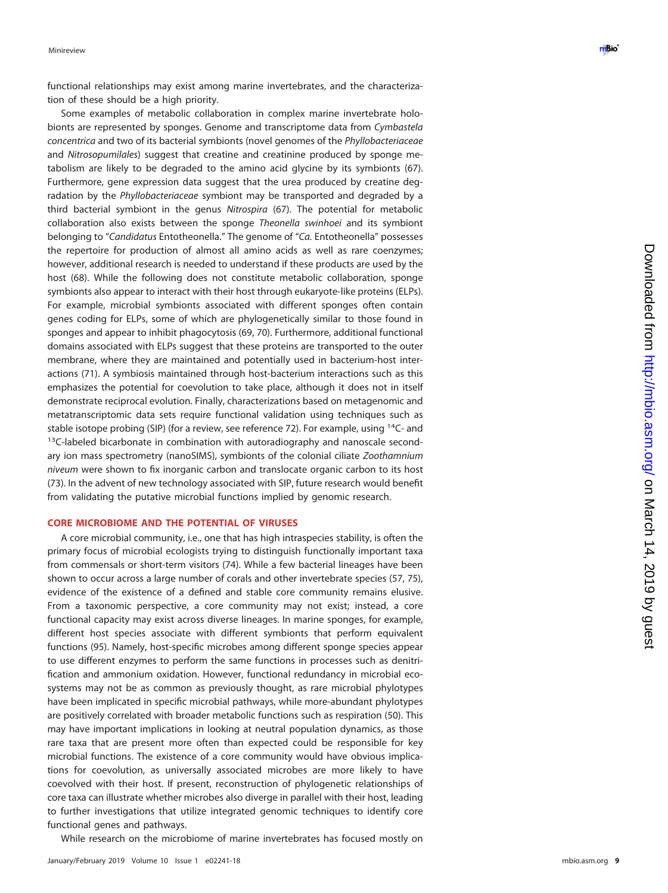functional relationships may exist among marine invertebrates, and the characterization of these should be a high priority.

Some examples of metabolic collaboration in complex marine invertebrate holobionts are represented by sponges. Genome and transcriptome data from *Cymbastela concentrica* and two of its bacterial symbionts (novel genomes of the *Phyllobacteriaceae* and *Nitrosopumilales*) suggest that creatine and creatinine produced by sponge metabolism are likely to be degraded to the amino acid glycine by its symbionts (67). Furthermore, gene expression data suggest that the urea produced by creatine degradation by the *Phyllobacteriaceae* symbiont may be transported and degraded by a third bacterial symbiont in the genus *Nitrospira* (67). The potential for metabolic collaboration also exists between the sponge *Theonella swinhoei* and its symbiont belonging to "*Candidatus* Entotheonella." The genome of "*Ca.* Entotheonella" possesses the repertoire for production of almost all amino acids as well as rare coenzymes; however, additional research is needed to understand if these products are used by the host (68). While the following does not constitute metabolic collaboration, sponge symbionts also appear to interact with their host through eukaryote-like proteins (ELPs). For example, microbial symbionts associated with different sponges often contain genes coding for ELPs, some of which are phylogenetically similar to those found in sponges and appear to inhibit phagocytosis (69, 70). Furthermore, additional functional domains associated with ELPs suggest that these proteins are transported to the outer membrane, where they are maintained and potentially used in bacterium-host interactions (71). A symbiosis maintained through host-bacterium interactions such as this emphasizes the potential for coevolution to take place, although it does not in itself demonstrate reciprocal evolution. Finally, characterizations based on metagenomic and metatranscriptomic data sets require functional validation using techniques such as stable isotope probing (SIP) (for a review, see reference 72). For example, using $^{14}C$- and $^{13}C$-labeled bicarbonate in combination with autoradiography and nanoscale secondary ion mass spectrometry (nanoSIMS), symbionts of the colonial ciliate *Zoothamnium niveum* were shown to fix inorganic carbon and translocate organic carbon to its host (73). In the advent of new technology associated with SIP, future research would benefit from validating the putative microbial functions implied by genomic research.

## CORE MICROBIOME AND THE POTENTIAL OF VIRUSES

A core microbial community, i.e., one that has high intraspecies stability, is often the primary focus of microbial ecologists trying to distinguish functionally important taxa from commensals or short-term visitors (74). While a few bacterial lineages have been shown to occur across a large number of corals and other invertebrate species (57, 75), evidence of the existence of a defined and stable core community remains elusive. From a taxonomic perspective, a core community may not exist; instead, a core functional capacity may exist across diverse lineages. In marine sponges, for example, different host species associate with different symbionts that perform equivalent functions (95). Namely, host-specific microbes among different sponge species appear to use different enzymes to perform the same functions in processes such as denitrification and ammonium oxidation. However, functional redundancy in microbial ecosystems may not be as common as previously thought, as rare microbial phylotypes have been implicated in specific microbial pathways, while more-abundant phylotypes are positively correlated with broader metabolic functions such as respiration (50). This may have important implications in looking at neutral population dynamics, as those rare taxa that are present more often than expected could be responsible for key microbial functions. The existence of a core community would have obvious implications for coevolution, as universally associated microbes are more likely to have coevolved with their host. If present, reconstruction of phylogenetic relationships of core taxa can illustrate whether microbes also diverge in parallel with their host, leading to further investigations that utilize integrated genomic techniques to identify core functional genes and pathways.

While research on the microbiome of marine invertebrates has focused mostly on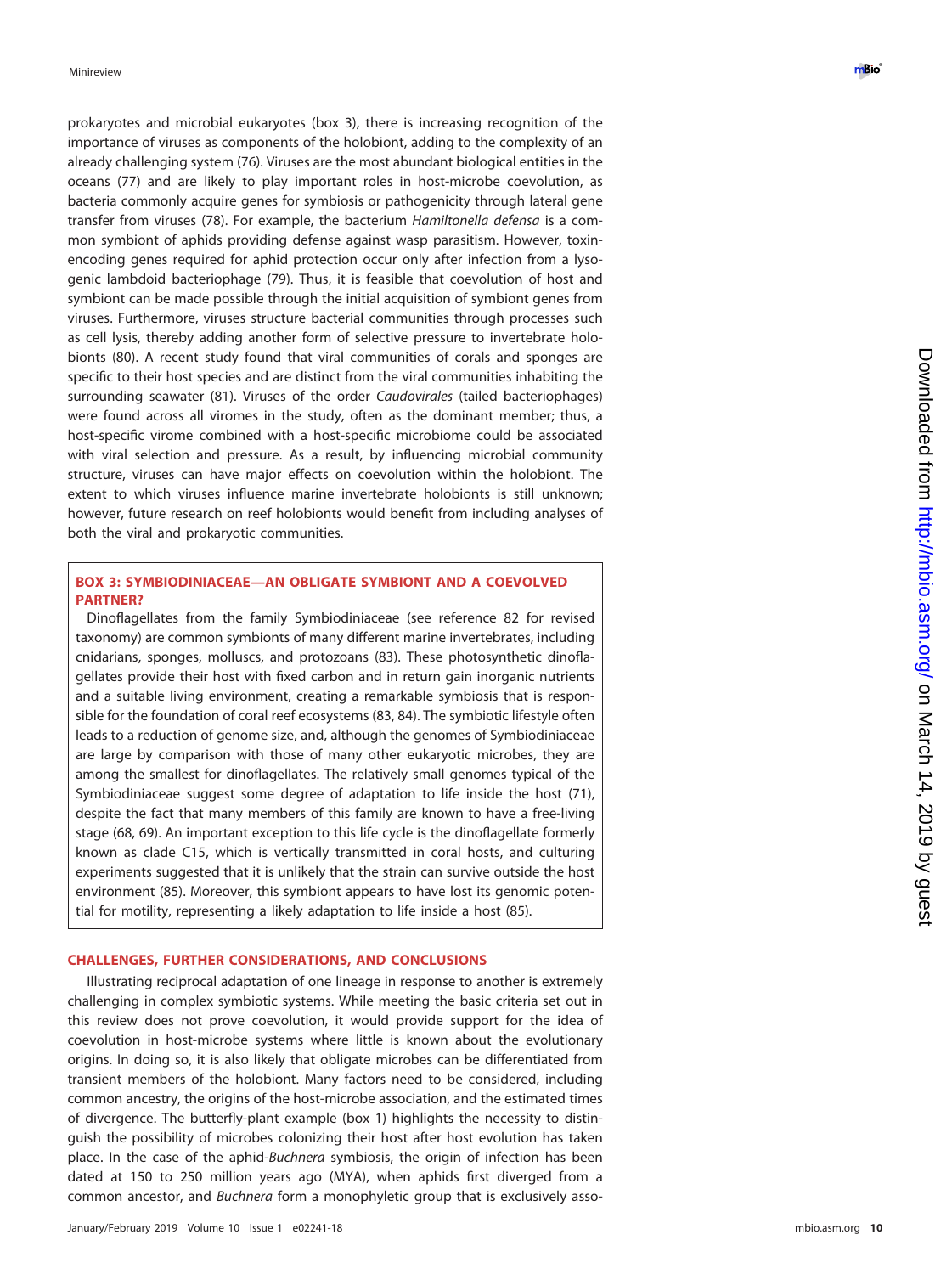prokaryotes and microbial eukaryotes (box 3), there is increasing recognition of the importance of viruses as components of the holobiont, adding to the complexity of an already challenging system (76). Viruses are the most abundant biological entities in the oceans (77) and are likely to play important roles in host-microbe coevolution, as bacteria commonly acquire genes for symbiosis or pathogenicity through lateral gene transfer from viruses (78). For example, the bacterium *Hamiltonella defensa* is a common symbiont of aphids providing defense against wasp parasitism. However, toxin-encoding genes required for aphid protection occur only after infection from a lysogenic lambdoid bacteriophage (79). Thus, it is feasible that coevolution of host and symbiont can be made possible through the initial acquisition of symbiont genes from viruses. Furthermore, viruses structure bacterial communities through processes such as cell lysis, thereby adding another form of selective pressure to invertebrate holobionts (80). A recent study found that viral communities of corals and sponges are specific to their host species and are distinct from the viral communities inhabiting the surrounding seawater (81). Viruses of the order *Caudovirales* (tailed bacteriophages) were found across all viromes in the study, often as the dominant member; thus, a host-specific virome combined with a host-specific microbiome could be associated with viral selection and pressure. As a result, by influencing microbial community structure, viruses can have major effects on coevolution within the holobiont. The extent to which viruses influence marine invertebrate holobionts is still unknown; however, future research on reef holobionts would benefit from including analyses of both the viral and prokaryotic communities.

### BOX 3: SYMBIODINIACEAE—AN OBLIGATE SYMBIONT AND A COEVOLVED PARTNER?

Dinoflagellates from the family Symbiodiniaceae (see reference 82 for revised taxonomy) are common symbionts of many different marine invertebrates, including cnidarians, sponges, molluscs, and protozoans (83). These photosynthetic dinoflagellates provide their host with fixed carbon and in return gain inorganic nutrients and a suitable living environment, creating a remarkable symbiosis that is responsible for the foundation of coral reef ecosystems (83, 84). The symbiotic lifestyle often leads to a reduction of genome size, and, although the genomes of Symbiodiniaceae are large by comparison with those of many other eukaryotic microbes, they are among the smallest for dinoflagellates. The relatively small genomes typical of the Symbiodiniaceae suggest some degree of adaptation to life inside the host (71), despite the fact that many members of this family are known to have a free-living stage (68, 69). An important exception to this life cycle is the dinoflagellate formerly known as clade C15, which is vertically transmitted in coral hosts, and culturing experiments suggested that it is unlikely that the strain can survive outside the host environment (85). Moreover, this symbiont appears to have lost its genomic potential for motility, representing a likely adaptation to life inside a host (85).

## CHALLENGES, FURTHER CONSIDERATIONS, AND CONCLUSIONS

Illustrating reciprocal adaptation of one lineage in response to another is extremely challenging in complex symbiotic systems. While meeting the basic criteria set out in this review does not prove coevolution, it would provide support for the idea of coevolution in host-microbe systems where little is known about the evolutionary origins. In doing so, it is also likely that obligate microbes can be differentiated from transient members of the holobiont. Many factors need to be considered, including common ancestry, the origins of the host-microbe association, and the estimated times of divergence. The butterfly-plant example (box 1) highlights the necessity to distinguish the possibility of microbes colonizing their host after host evolution has taken place. In the case of the aphid-*Buchnera* symbiosis, the origin of infection has been dated at 150 to 250 million years ago (MYA), when aphids first diverged from a common ancestor, and *Buchnera* form a monophyletic group that is exclusively asso-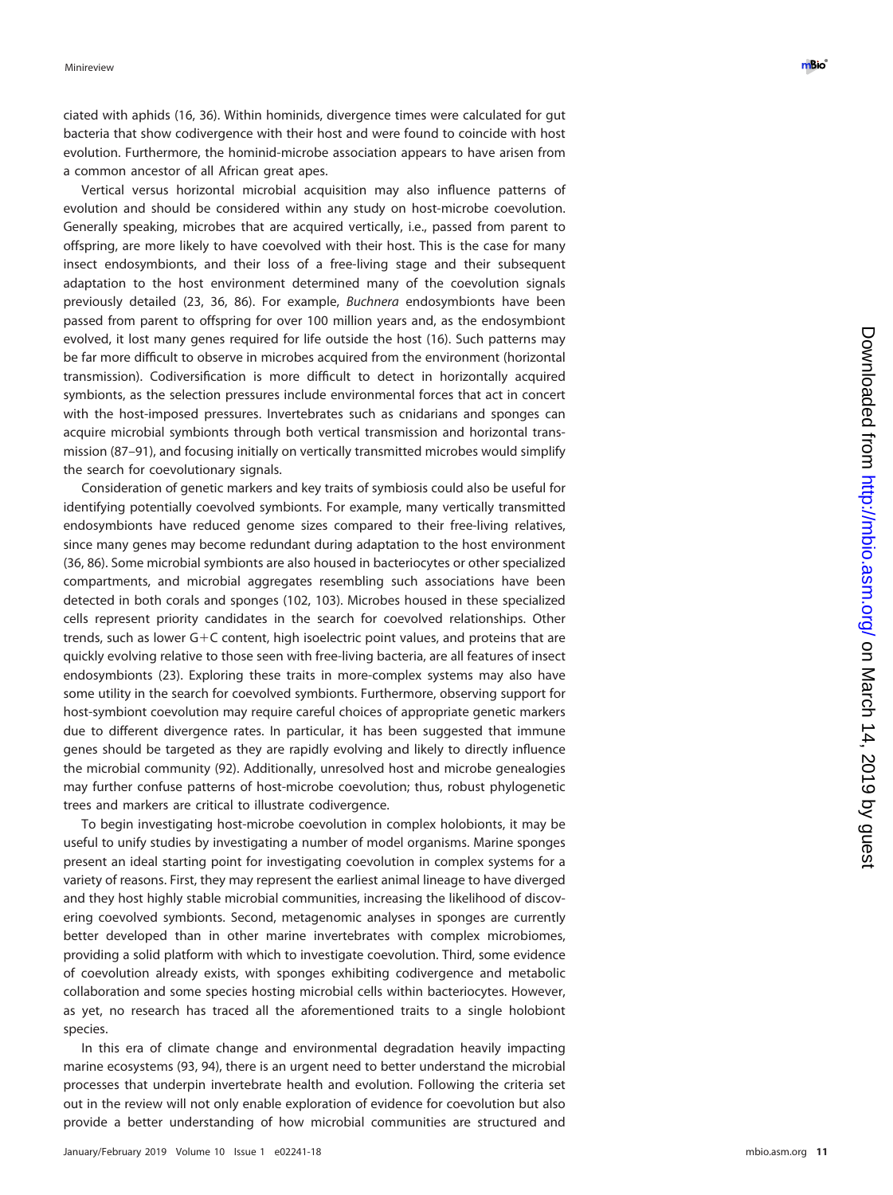ciated with aphids (16, 36). Within hominids, divergence times were calculated for gut bacteria that show codivergence with their host and were found to coincide with host evolution. Furthermore, the hominid-microbe association appears to have arisen from a common ancestor of all African great apes.

Vertical versus horizontal microbial acquisition may also influence patterns of evolution and should be considered within any study on host-microbe coevolution. Generally speaking, microbes that are acquired vertically, i.e., passed from parent to offspring, are more likely to have coevolved with their host. This is the case for many insect endosymbionts, and their loss of a free-living stage and their subsequent adaptation to the host environment determined many of the coevolution signals previously detailed (23, 36, 86). For example, *Buchnera* endosymbionts have been passed from parent to offspring for over 100 million years and, as the endosymbiont evolved, it lost many genes required for life outside the host (16). Such patterns may be far more difficult to observe in microbes acquired from the environment (horizontal transmission). Codiversification is more difficult to detect in horizontally acquired symbionts, as the selection pressures include environmental forces that act in concert with the host-imposed pressures. Invertebrates such as cnidarians and sponges can acquire microbial symbionts through both vertical transmission and horizontal transmission (87–91), and focusing initially on vertically transmitted microbes would simplify the search for coevolutionary signals.

Consideration of genetic markers and key traits of symbiosis could also be useful for identifying potentially coevolved symbionts. For example, many vertically transmitted endosymbionts have reduced genome sizes compared to their free-living relatives, since many genes may become redundant during adaptation to the host environment (36, 86). Some microbial symbionts are also housed in bacteriocytes or other specialized compartments, and microbial aggregates resembling such associations have been detected in both corals and sponges (102, 103). Microbes housed in these specialized cells represent priority candidates in the search for coevolved relationships. Other trends, such as lower G+C content, high isoelectric point values, and proteins that are quickly evolving relative to those seen with free-living bacteria, are all features of insect endosymbionts (23). Exploring these traits in more-complex systems may also have some utility in the search for coevolved symbionts. Furthermore, observing support for host-symbiont coevolution may require careful choices of appropriate genetic markers due to different divergence rates. In particular, it has been suggested that immune genes should be targeted as they are rapidly evolving and likely to directly influence the microbial community (92). Additionally, unresolved host and microbe genealogies may further confuse patterns of host-microbe coevolution; thus, robust phylogenetic trees and markers are critical to illustrate codivergence.

To begin investigating host-microbe coevolution in complex holobionts, it may be useful to unify studies by investigating a number of model organisms. Marine sponges present an ideal starting point for investigating coevolution in complex systems for a variety of reasons. First, they may represent the earliest animal lineage to have diverged and they host highly stable microbial communities, increasing the likelihood of discovering coevolved symbionts. Second, metagenomic analyses in sponges are currently better developed than in other marine invertebrates with complex microbiomes, providing a solid platform with which to investigate coevolution. Third, some evidence of coevolution already exists, with sponges exhibiting codivergence and metabolic collaboration and some species hosting microbial cells within bacteriocytes. However, as yet, no research has traced all the aforementioned traits to a single holobiont species.

In this era of climate change and environmental degradation heavily impacting marine ecosystems (93, 94), there is an urgent need to better understand the microbial processes that underpin invertebrate health and evolution. Following the criteria set out in the review will not only enable exploration of evidence for coevolution but also provide a better understanding of how microbial communities are structured and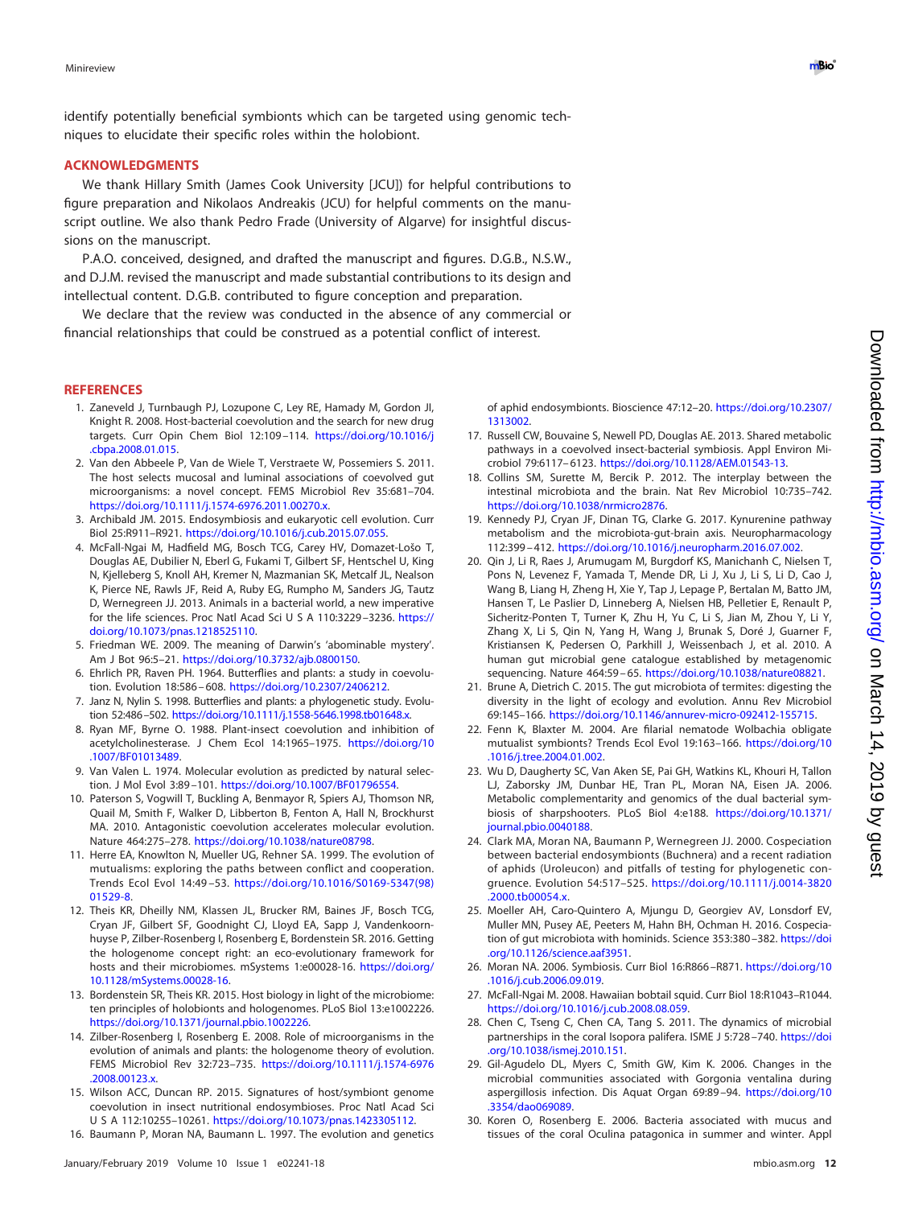identify potentially beneficial symbionts which can be targeted using genomic techniques to elucidate their specific roles within the holobiont.

## ACKNOWLEDGMENTS

We thank Hillary Smith (James Cook University [JCU]) for helpful contributions to figure preparation and Nikolaos Andreakis (JCU) for helpful comments on the manuscript outline. We also thank Pedro Frade (University of Algarve) for insightful discussions on the manuscript.

P.A.O. conceived, designed, and drafted the manuscript and figures. D.G.B., N.S.W., and D.J.M. revised the manuscript and made substantial contributions to its design and intellectual content. D.G.B. contributed to figure conception and preparation.

We declare that the review was conducted in the absence of any commercial or financial relationships that could be construed as a potential conflict of interest.

## REFERENCES

1. Zaneveld J, Turnbaugh PJ, Lozupone C, Ley RE, Hamady M, Gordon JI, Knight R. 2008. Host-bacterial coevolution and the search for new drug targets. Curr Opin Chem Biol 12:109–114. https://doi.org/10.1016/j.cbpa.2008.01.015.
2. Van den Abbeele P, Van de Wiele T, Verstraete W, Possemiers S. 2011. The host selects mucosal and luminal associations of coevolved gut microorganisms: a novel concept. FEMS Microbiol Rev 35:681–704. https://doi.org/10.1111/j.1574-6976.2011.00270.x.
3. Archibald JM. 2015. Endosymbiosis and eukaryotic cell evolution. Curr Biol 25:R911–R921. https://doi.org/10.1016/j.cub.2015.07.055.
4. McFall-Ngai M, Hadfield MG, Bosch TCG, Carey HV, Domazet-Lošo T, Douglas AE, Dubilier N, Eberl G, Fukami T, Gilbert SF, Hentschel U, King N, Kjelleberg S, Knoll AH, Kremer N, Mazmanian SK, Metcalf JL, Nealson K, Pierce NE, Rawls JF, Reid A, Ruby EG, Rumpho M, Sanders JG, Tautz D, Wernegreen JJ. 2013. Animals in a bacterial world, a new imperative for the life sciences. Proc Natl Acad Sci U S A 110:3229–3236. https://doi.org/10.1073/pnas.1218525110.
5. Friedman WE. 2009. The meaning of Darwin's 'abominable mystery'. Am J Bot 96:5–21. https://doi.org/10.3732/ajb.0800150.
6. Ehrlich PR, Raven PH. 1964. Butterflies and plants: a study in coevolution. Evolution 18:586–608. https://doi.org/10.2307/2406212.
7. Janz N, Nylin S. 1998. Butterflies and plants: a phylogenetic study. Evolution 52:486–502. https://doi.org/10.1111/j.1558-5646.1998.tb01648.x.
8. Ryan MF, Byrne O. 1988. Plant-insect coevolution and inhibition of acetylcholinesterase. J Chem Ecol 14:1965–1975. https://doi.org/10.1007/BF01013489.
9. Van Valen L. 1974. Molecular evolution as predicted by natural selection. J Mol Evol 3:89–101. https://doi.org/10.1007/BF01796554.
10. Paterson S, Vogwill T, Buckling A, Benmayor R, Spiers AJ, Thomson NR, Quail M, Smith F, Walker D, Libberton B, Fenton A, Hall N, Brockhurst MA. 2010. Antagonistic coevolution accelerates molecular evolution. Nature 464:275–278. https://doi.org/10.1038/nature08798.
11. Herre EA, Knowlton N, Mueller UG, Rehner SA. 1999. The evolution of mutualisms: exploring the paths between conflict and cooperation. Trends Ecol Evol 14:49–53. https://doi.org/10.1016/S0169-5347(98)01529-8.
12. Theis KR, Dheilly NM, Klassen JL, Brucker RM, Baines JF, Bosch TCG, Cryan JF, Gilbert SF, Goodnight CJ, Lloyd EA, Sapp J, Vandenkoornhuyse P, Zilber-Rosenberg I, Rosenberg E, Bordenstein SR. 2016. Getting the hologenome concept right: an eco-evolutionary framework for hosts and their microbiomes. mSystems 1:e00028-16. https://doi.org/10.1128/mSystems.00028-16.
13. Bordenstein SR, Theis KR. 2015. Host biology in light of the microbiome: ten principles of holobionts and hologenomes. PLoS Biol 13:e1002226. https://doi.org/10.1371/journal.pbio.1002226.
14. Zilber-Rosenberg I, Rosenberg E. 2008. Role of microorganisms in the evolution of animals and plants: the hologenome theory of evolution. FEMS Microbiol Rev 32:723–735. https://doi.org/10.1111/j.1574-6976.2008.00123.x.
15. Wilson ACC, Duncan RP. 2015. Signatures of host/symbiont genome coevolution in insect nutritional endosymbioses. Proc Natl Acad Sci U S A 112:10255–10261. https://doi.org/10.1073/pnas.1423305112.
16. Baumann P, Moran NA, Baumann L. 1997. The evolution and genetics of aphid endosymbionts. Bioscience 47:12–20. https://doi.org/10.2307/1313002.
17. Russell CW, Bouvaine S, Newell PD, Douglas AE. 2013. Shared metabolic pathways in a coevolved insect-bacterial symbiosis. Appl Environ Microbiol 79:6117–6123. https://doi.org/10.1128/AEM.01543-13.
18. Collins SM, Surette M, Bercik P. 2012. The interplay between the intestinal microbiota and the brain. Nat Rev Microbiol 10:735–742. https://doi.org/10.1038/nrmicro2876.
19. Kennedy PJ, Cryan JF, Dinan TG, Clarke G. 2017. Kynurenine pathway metabolism and the microbiota-gut-brain axis. Neuropharmacology 112:399–412. https://doi.org/10.1016/j.neuropharm.2016.07.002.
20. Qin J, Li R, Raes J, Arumugam M, Burgdorf KS, Manichanh C, Nielsen T, Pons N, Levenez F, Yamada T, Mende DR, Li J, Xu J, Li S, Li D, Cao J, Wang B, Liang H, Zheng H, Xie Y, Tap J, Lepage P, Bertalan M, Batto JM, Hansen T, Le Paslier D, Linneberg A, Nielsen HB, Pelletier E, Renault P, Sicheritz-Ponten T, Turner K, Zhu H, Yu C, Li S, Jian M, Zhou Y, Li Y, Zhang X, Li S, Qin N, Yang H, Wang J, Brunak S, Doré J, Guarner F, Kristiansen K, Pedersen O, Parkhill J, Weissenbach J, et al. 2010. A human gut microbial gene catalogue established by metagenomic sequencing. Nature 464:59–65. https://doi.org/10.1038/nature08821.
21. Brune A, Dietrich C. 2015. The gut microbiota of termites: digesting the diversity in the light of ecology and evolution. Annu Rev Microbiol 69:145–166. https://doi.org/10.1146/annurev-micro-092412-155715.
22. Fenn K, Blaxter M. 2004. Are filarial nematode Wolbachia obligate mutualist symbionts? Trends Ecol Evol 19:163–166. https://doi.org/10.1016/j.tree.2004.01.002.
23. Wu D, Daugherty SC, Van Aken SE, Pai GH, Watkins KL, Khouri H, Tallon LJ, Zaborsky JM, Dunbar HE, Tran PL, Moran NA, Eisen JA. 2006. Metabolic complementarity and genomics of the dual bacterial symbiosis of sharpshooters. PLoS Biol 4:e188. https://doi.org/10.1371/journal.pbio.0040188.
24. Clark MA, Moran NA, Baumann P, Wernegreen JJ. 2000. Cospeciation between bacterial endosymbionts (Buchnera) and a recent radiation of aphids (Uroleucon) and pitfalls of testing for phylogenetic congruence. Evolution 54:517–525. https://doi.org/10.1111/j.0014-3820.2000.tb00054.x.
25. Moeller AH, Caro-Quintero A, Mjungu D, Georgiev AV, Lonsdorf EV, Muller MN, Pusey AE, Peeters M, Hahn BH, Ochman H. 2016. Cospeciation of gut microbiota with hominids. Science 353:380–382. https://doi.org/10.1126/science.aaf3951.
26. Moran NA. 2006. Symbiosis. Curr Biol 16:R866–R871. https://doi.org/10.1016/j.cub.2006.09.019.
27. McFall-Ngai M. 2008. Hawaiian bobtail squid. Curr Biol 18:R1043–R1044. https://doi.org/10.1016/j.cub.2008.08.059.
28. Chen C, Tseng C, Chen CA, Tang S. 2011. The dynamics of microbial partnerships in the coral Isopora palifera. ISME J 5:728–740. https://doi.org/10.1038/ismej.2010.151.
29. Gil-Agudelo DL, Myers C, Smith GW, Kim K. 2006. Changes in the microbial communities associated with Gorgonia ventalina during aspergillosis infection. Dis Aquat Organ 69:89–94. https://doi.org/10.3354/dao069089.
30. Koren O, Rosenberg E. 2006. Bacteria associated with mucus and tissues of the coral Oculina patagonica in summer and winter. Appl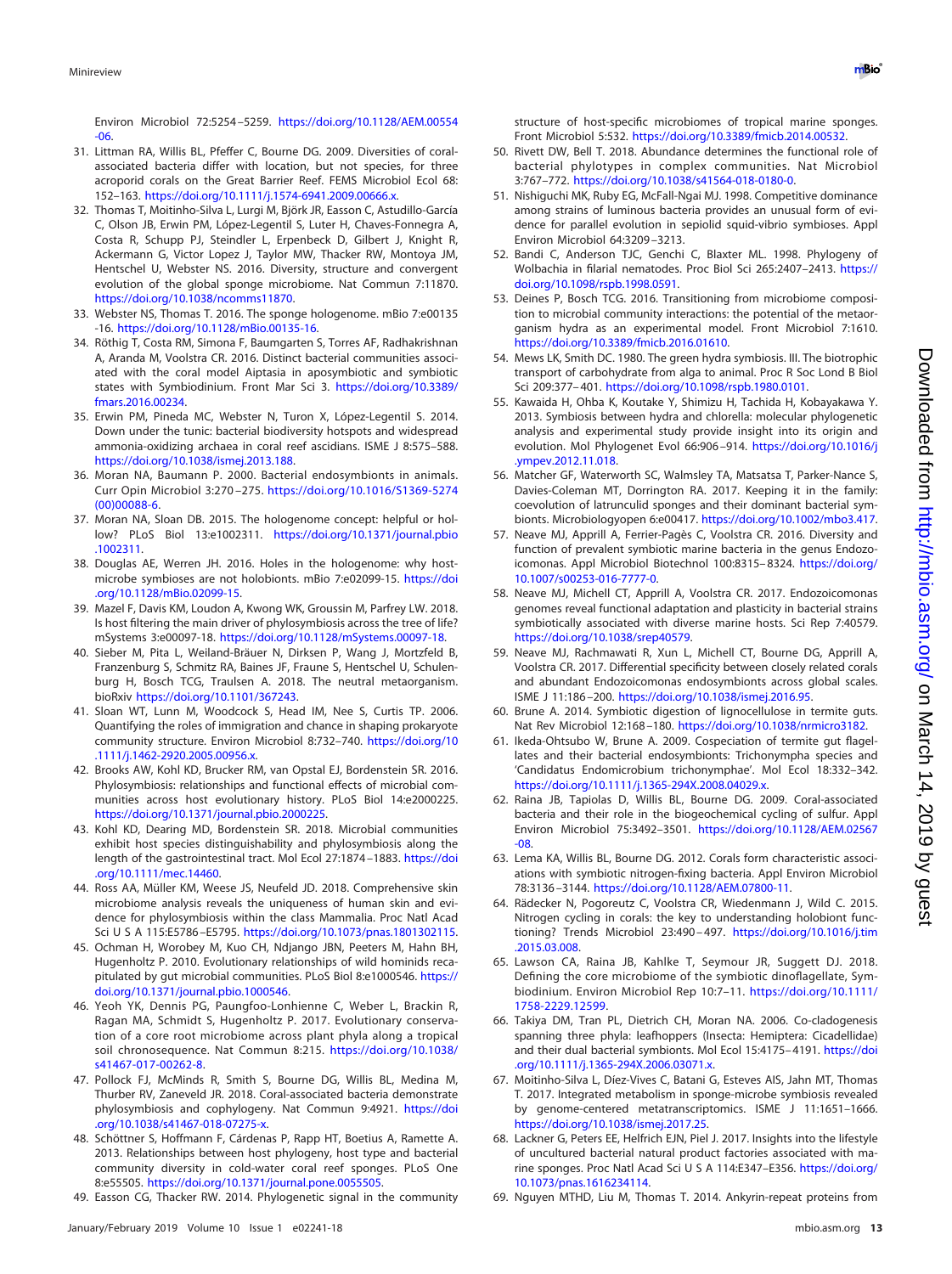Environ Microbiol 72:5254–5259. https://doi.org/10.1128/AEM.00554-06.

31. Littman RA, Willis BL, Pfeffer C, Bourne DG. 2009. Diversities of coral-associated bacteria differ with location, but not species, for three acroporid corals on the Great Barrier Reef. FEMS Microbiol Ecol 68:152–163. https://doi.org/10.1111/j.1574-6941.2009.00666.x.
32. Thomas T, Moitinho-Silva L, Lurgi M, Björk JR, Easson C, Astudillo-García C, Olson JB, Erwin PM, López-Legentil S, Luter H, Chaves-Fonnegra A, Costa R, Schupp PJ, Steindler L, Erpenbeck D, Gilbert J, Knight R, Ackermann G, Victor Lopez J, Taylor MW, Thacker RW, Montoya JM, Hentschel U, Webster NS. 2016. Diversity, structure and convergent evolution of the global sponge microbiome. Nat Commun 7:11870. https://doi.org/10.1038/ncomms11870.
33. Webster NS, Thomas T. 2016. The sponge hologenome. mBio 7:e00135-16. https://doi.org/10.1128/mBio.00135-16.
34. Röthig T, Costa RM, Simona F, Baumgarten S, Torres AF, Radhakrishnan A, Aranda M, Voolstra CR. 2016. Distinct bacterial communities associated with the coral model Aiptasia in aposymbiotic and symbiotic states with Symbiodinium. Front Mar Sci 3. https://doi.org/10.3389/fmars.2016.00234.
35. Erwin PM, Pineda MC, Webster N, Turon X, López-Legentil S. 2014. Down under the tunic: bacterial biodiversity hotspots and widespread ammonia-oxidizing archaea in coral reef ascidians. ISME J 8:575–588. https://doi.org/10.1038/ismej.2013.188.
36. Moran NA, Baumann P. 2000. Bacterial endosymbionts in animals. Curr Opin Microbiol 3:270–275. https://doi.org/10.1016/S1369-5274(00)00088-6.
37. Moran NA, Sloan DB. 2015. The hologenome concept: helpful or hollow? PLoS Biol 13:e1002311. https://doi.org/10.1371/journal.pbio.1002311.
38. Douglas AE, Werren JH. 2016. Holes in the hologenome: why host-microbe symbioses are not holobionts. mBio 7:e02099-15. https://doi.org/10.1128/mBio.02099-15.
39. Mazel F, Davis KM, Loudon A, Kwong WK, Groussin M, Parfrey LW. 2018. Is host filtering the main driver of phylosymbiosis across the tree of life? mSystems 3:e00097-18. https://doi.org/10.1128/mSystems.00097-18.
40. Sieber M, Pita L, Weiland-Bräuer N, Dirksen P, Wang J, Mortzfeld B, Franzenburg S, Schmitz RA, Baines JF, Fraune S, Hentschel U, Schulenburg H, Bosch TCG, Traulsen A. 2018. The neutral metaorganism. bioRxiv https://doi.org/10.1101/367243.
41. Sloan WT, Lunn M, Woodcock S, Head IM, Nee S, Curtis TP. 2006. Quantifying the roles of immigration and chance in shaping prokaryote community structure. Environ Microbiol 8:732–740. https://doi.org/10.1111/j.1462-2920.2005.00956.x.
42. Brooks AW, Kohl KD, Brucker RM, van Opstal EJ, Bordenstein SR. 2016. Phylosymbiosis: relationships and functional effects of microbial communities across host evolutionary history. PLoS Biol 14:e2000225. https://doi.org/10.1371/journal.pbio.2000225.
43. Kohl KD, Dearing MD, Bordenstein SR. 2018. Microbial communities exhibit host species distinguishability and phylosymbiosis along the length of the gastrointestinal tract. Mol Ecol 27:1874–1883. https://doi.org/10.1111/mec.14460.
44. Ross AA, Müller KM, Weese JS, Neufeld JD. 2018. Comprehensive skin microbiome analysis reveals the uniqueness of human skin and evidence for phylosymbiosis within the class Mammalia. Proc Natl Acad Sci U S A 115:E5786–E5795. https://doi.org/10.1073/pnas.1801302115.
45. Ochman H, Worobey M, Kuo CH, Ndjango JBN, Peeters M, Hahn BH, Hugenholtz P. 2010. Evolutionary relationships of wild hominids recapitulated by gut microbial communities. PLoS Biol 8:e1000546. https://doi.org/10.1371/journal.pbio.1000546.
46. Yeoh YK, Dennis PG, Paungfoo-Lonhienne C, Weber L, Brackin R, Ragan MA, Schmidt S, Hugenholtz P. 2017. Evolutionary conservation of a core root microbiome across plant phyla along a tropical soil chronosequence. Nat Commun 8:215. https://doi.org/10.1038/s41467-017-00262-8.
47. Pollock FJ, McMinds R, Smith S, Bourne DG, Willis BL, Medina M, Thurber RV, Zaneveld JR. 2018. Coral-associated bacteria demonstrate phylosymbiosis and cophylogeny. Nat Commun 9:4921. https://doi.org/10.1038/s41467-018-07275-x.
48. Schöttner S, Hoffmann F, Cárdenas P, Rapp HT, Boetius A, Ramette A. 2013. Relationships between host phylogeny, host type and bacterial community diversity in cold-water coral reef sponges. PLoS One 8:e55505. https://doi.org/10.1371/journal.pone.0055505.
49. Easson CG, Thacker RW. 2014. Phylogenetic signal in the community structure of host-specific microbiomes of tropical marine sponges. Front Microbiol 5:532. https://doi.org/10.3389/fmicb.2014.00532.
50. Rivett DW, Bell T. 2018. Abundance determines the functional role of bacterial phylotypes in complex communities. Nat Microbiol 3:767–772. https://doi.org/10.1038/s41564-018-0180-0.
51. Nishiguchi MK, Ruby EG, McFall-Ngai MJ. 1998. Competitive dominance among strains of luminous bacteria provides an unusual form of evidence for parallel evolution in sepiolid squid-vibrio symbioses. Appl Environ Microbiol 64:3209–3213.
52. Bandi C, Anderson TJC, Genchi C, Blaxter ML. 1998. Phylogeny of Wolbachia in filarial nematodes. Proc Biol Sci 265:2407–2413. https://doi.org/10.1098/rspb.1998.0591.
53. Deines P, Bosch TCG. 2016. Transitioning from microbiome composition to microbial community interactions: the potential of the metaorganism hydra as an experimental model. Front Microbiol 7:1610. https://doi.org/10.3389/fmicb.2016.01610.
54. Mews LK, Smith DC. 1980. The green hydra symbiosis. III. The biotrophic transport of carbohydrate from alga to animal. Proc R Soc Lond B Biol Sci 209:377–401. https://doi.org/10.1098/rspb.1980.0101.
55. Kawaida H, Ohba K, Koutake Y, Shimizu H, Tachida H, Kobayakawa Y. 2013. Symbiosis between hydra and chlorella: molecular phylogenetic analysis and experimental study provide insight into its origin and evolution. Mol Phylogenet Evol 66:906–914. https://doi.org/10.1016/j.ympev.2012.11.018.
56. Matcher GF, Waterworth SC, Walmsley TA, Matsatsa T, Parker-Nance S, Davies-Coleman MT, Dorrington RA. 2017. Keeping it in the family: coevolution of latrunculid sponges and their dominant bacterial symbionts. Microbiologyopen 6:e00417. https://doi.org/10.1002/mbo3.417.
57. Neave MJ, Apprill A, Ferrier-Pagès C, Voolstra CR. 2016. Diversity and function of prevalent symbiotic marine bacteria in the genus Endozoicomonas. Appl Microbiol Biotechnol 100:8315–8324. https://doi.org/10.1007/s00253-016-7777-0.
58. Neave MJ, Michell CT, Apprill A, Voolstra CR. 2017. Endozoicomonas genomes reveal functional adaptation and plasticity in bacterial strains symbiotically associated with diverse marine hosts. Sci Rep 7:40579. https://doi.org/10.1038/srep40579.
59. Neave MJ, Rachmawati R, Xun L, Michell CT, Bourne DG, Apprill A, Voolstra CR. 2017. Differential specificity between closely related corals and abundant Endozoicomonas endosymbionts across global scales. ISME J 11:186–200. https://doi.org/10.1038/ismej.2016.95.
60. Brune A. 2014. Symbiotic digestion of lignocellulose in termite guts. Nat Rev Microbiol 12:168–180. https://doi.org/10.1038/nrmicro3182.
61. Ikeda-Ohtsubo W, Brune A. 2009. Cospeciation of termite gut flagellates and their bacterial endosymbionts: Trichonympha species and 'Candidatus Endomicrobium trichonymphae'. Mol Ecol 18:332–342. https://doi.org/10.1111/j.1365-294X.2008.04029.x.
62. Raina JB, Tapiolas D, Willis BL, Bourne DG. 2009. Coral-associated bacteria and their role in the biogeochemical cycling of sulfur. Appl Environ Microbiol 75:3492–3501. https://doi.org/10.1128/AEM.02567-08.
63. Lema KA, Willis BL, Bourne DG. 2012. Corals form characteristic associations with symbiotic nitrogen-fixing bacteria. Appl Environ Microbiol 78:3136–3144. https://doi.org/10.1128/AEM.07800-11.
64. Rädecker N, Pogoreutz C, Voolstra CR, Wiedenmann J, Wild C. 2015. Nitrogen cycling in corals: the key to understanding holobiont functioning? Trends Microbiol 23:490–497. https://doi.org/10.1016/j.tim.2015.03.008.
65. Lawson CA, Raina JB, Kahlke T, Seymour JR, Suggett DJ. 2018. Defining the core microbiome of the symbiotic dinoflagellate, Symbiodinium. Environ Microbiol Rep 10:7–11. https://doi.org/10.1111/1758-2229.12599.
66. Takiya DM, Tran PL, Dietrich CH, Moran NA. 2006. Co-cladogenesis spanning three phyla: leafhoppers (Insecta: Hemiptera: Cicadellidae) and their dual bacterial symbionts. Mol Ecol 15:4175–4191. https://doi.org/10.1111/j.1365-294X.2006.03071.x.
67. Moitinho-Silva L, Díez-Vives C, Batani G, Esteves AIS, Jahn MT, Thomas T. 2017. Integrated metabolism in sponge-microbe symbiosis revealed by genome-centered metatranscriptomics. ISME J 11:1651–1666. https://doi.org/10.1038/ismej.2017.25.
68. Lackner G, Peters EE, Helfrich EJN, Piel J. 2017. Insights into the lifestyle of uncultured bacterial natural product factories associated with marine sponges. Proc Natl Acad Sci U S A 114:E347–E356. https://doi.org/10.1073/pnas.1616234114.
69. Nguyen MTHD, Liu M, Thomas T. 2014. Ankyrin-repeat proteins from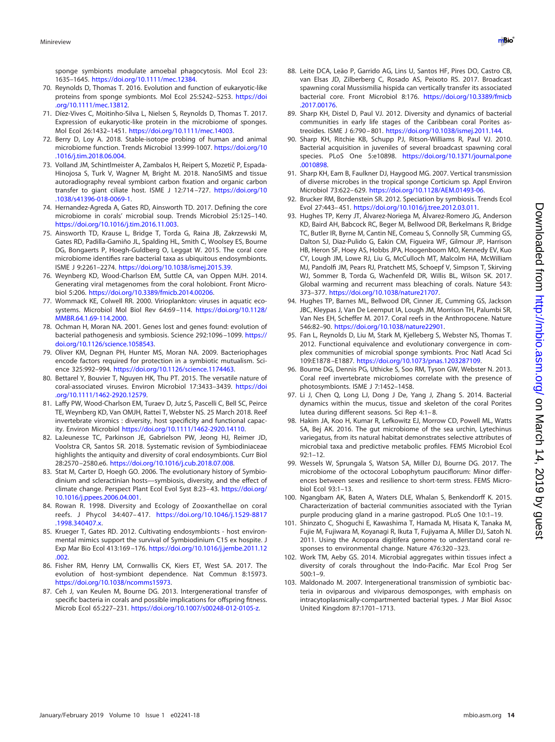sponge symbionts modulate amoebal phagocytosis. Mol Ecol 23: 1635–1645. https://doi.org/10.1111/mec.12384.

70. Reynolds D, Thomas T. 2016. Evolution and function of eukaryotic-like proteins from sponge symbionts. Mol Ecol 25:5242–5253. https://doi.org/10.1111/mec.13812.
71. Díez-Vives C, Moitinho-Silva L, Nielsen S, Reynolds D, Thomas T. 2017. Expression of eukaryotic-like protein in the microbiome of sponges. Mol Ecol 26:1432–1451. https://doi.org/10.1111/mec.14003.
72. Berry D, Loy A. 2018. Stable-isotope probing of human and animal microbiome function. Trends Microbiol 13:999-1007. https://doi.org/10.1016/j.tim.2018.06.004.
73. Volland JM, Schintlmeister A, Zambalos H, Reipert S, Mozetič P, Espada-Hinojosa S, Turk V, Wagner M, Bright M. 2018. NanoSIMS and tissue autoradiography reveal symbiont carbon fixation and organic carbon transfer to giant ciliate host. ISME J 12:714–727. https://doi.org/10.1038/s41396-018-0069-1.
74. Hernandez-Agreda A, Gates RD, Ainsworth TD. 2017. Defining the core microbiome in corals' microbial soup. Trends Microbiol 25:125–140. https://doi.org/10.1016/j.tim.2016.11.003.
75. Ainsworth TD, Krause L, Bridge T, Torda G, Raina JB, Zakrzewski M, Gates RD, Padilla-Gamiño JL, Spalding HL, Smith C, Woolsey ES, Bourne DG, Bongaerts P, Hoegh-Guldberg O, Leggat W. 2015. The coral core microbiome identifies rare bacterial taxa as ubiquitous endosymbionts. ISME J 9:2261–2274. https://doi.org/10.1038/ismej.2015.39.
76. Weynberg KD, Wood-Charlson EM, Suttle CA, van Oppen MJH. 2014. Generating viral metagenomes from the coral holobiont. Front Microbiol 5:206. https://doi.org/10.3389/fmicb.2014.00206.
77. Wommack KE, Colwell RR. 2000. Virioplankton: viruses in aquatic ecosystems. Microbiol Mol Biol Rev 64:69–114. https://doi.org/10.1128/MMBR.64.1.69-114.2000.
78. Ochman H, Moran NA. 2001. Genes lost and genes found: evolution of bacterial pathogenesis and symbiosis. Science 292:1096–1099. https://doi.org/10.1126/science.1058543.
79. Oliver KM, Degnan PH, Hunter MS, Moran NA. 2009. Bacteriophages encode factors required for protection in a symbiotic mutualism. Science 325:992–994. https://doi.org/10.1126/science.1174463.
80. Bettarel Y, Bouvier T, Nguyen HK, Thu PT. 2015. The versatile nature of coral-associated viruses. Environ Microbiol 17:3433–3439. https://doi.org/10.1111/1462-2920.12579.
81. Laffy PW, Wood-Charlson EM, Turaev D, Jutz S, Pascelli C, Bell SC, Peirce TE, Weynberg KD, Van OMJH, Rattei T, Webster NS. 25 March 2018. Reef invertebrate viromics : diversity, host specificity and functional capacity. Environ Microbiol https://doi.org/10.1111/1462-2920.14110.
82. LaJeunesse TC, Parkinson JE, Gabrielson PW, Jeong HJ, Reimer JD, Voolstra CR, Santos SR. 2018. Systematic revision of Symbiodiniaceae highlights the antiquity and diversity of coral endosymbionts. Curr Biol 28:2570–2580.e6. https://doi.org/10.1016/j.cub.2018.07.008.
83. Stat M, Carter D, Hoegh GO. 2006. The evolutionary history of Symbiodinium and scleractinian hosts—symbiosis, diversity, and the effect of climate change. Perspect Plant Ecol Evol Syst 8:23–43. https://doi.org/10.1016/j.ppees.2006.04.001.
84. Rowan R. 1998. Diversity and Ecology of Zooxanthellae on coral reefs. J Phycol 34:407–417. https://doi.org/10.1046/j.1529-8817.1998.340407.x.
85. Krueger T, Gates RD. 2012. Cultivating endosymbionts - host environmental mimics support the survival of Symbiodinium C15 ex hospite. J Exp Mar Bio Ecol 413:169–176. https://doi.org/10.1016/j.jembe.2011.12.002.
86. Fisher RM, Henry LM, Cornwallis CK, Kiers ET, West SA. 2017. The evolution of host-symbiont dependence. Nat Commun 8:15973. https://doi.org/10.1038/ncomms15973.
87. Ceh J, van Keulen M, Bourne DG. 2013. Intergenerational transfer of specific bacteria in corals and possible implications for offspring fitness. Microb Ecol 65:227–231. https://doi.org/10.1007/s00248-012-0105-z.
88. Leite DCA, Leão P, Garrido AG, Lins U, Santos HF, Pires DO, Castro CB, van Elsas JD, Zilberberg C, Rosado AS, Peixoto RS. 2017. Broadcast spawning coral Mussismilia hispida can vertically transfer its associated bacterial core. Front Microbiol 8:176. https://doi.org/10.3389/fmicb.2017.00176.
89. Sharp KH, Distel D, Paul VJ. 2012. Diversity and dynamics of bacterial communities in early life stages of the Caribbean coral Porites astreoides. ISME J 6:790–801. https://doi.org/10.1038/ismej.2011.144.
90. Sharp KH, Ritchie KB, Schupp PJ, Ritson-Williams R, Paul VJ. 2010. Bacterial acquisition in juveniles of several broadcast spawning coral species. PLoS One 5:e10898. https://doi.org/10.1371/journal.pone.0010898.
91. Sharp KH, Eam B, Faulkner DJ, Haygood MG. 2007. Vertical transmission of diverse microbes in the tropical sponge Corticium sp. Appl Environ Microbiol 73:622–629. https://doi.org/10.1128/AEM.01493-06.
92. Brucker RM, Bordenstein SR. 2012. Speciation by symbiosis. Trends Ecol Evol 27:443–451. https://doi.org/10.1016/j.tree.2012.03.011.
93. Hughes TP, Kerry JT, Álvarez-Noriega M, Álvarez-Romero JG, Anderson KD, Baird AH, Babcock RC, Beger M, Bellwood DR, Berkelmans R, Bridge TC, Butler IR, Byrne M, Cantin NE, Comeau S, Connolly SR, Cumming GS, Dalton SJ, Diaz-Pulido G, Eakin CM, Figueira WF, Gilmour JP, Harrison HB, Heron SF, Hoey AS, Hobbs JPA, Hoogenboom MO, Kennedy EV, Kuo CY, Lough JM, Lowe RJ, Liu G, McCulloch MT, Malcolm HA, McWilliam MJ, Pandolfi JM, Pears RJ, Pratchett MS, Schoepf V, Simpson T, Skirving WJ, Sommer B, Torda G, Wachenfeld DR, Willis BL, Wilson SK. 2017. Global warming and recurrent mass bleaching of corals. Nature 543: 373–377. https://doi.org/10.1038/nature21707.
94. Hughes TP, Barnes ML, Bellwood DR, Cinner JE, Cumming GS, Jackson JBC, Kleypas J, Van De Leemput IA, Lough JM, Morrison TH, Palumbi SR, Van Nes EH, Scheffer M. 2017. Coral reefs in the Anthropocene. Nature 546:82–90. https://doi.org/10.1038/nature22901.
95. Fan L, Reynolds D, Liu M, Stark M, Kjelleberg S, Webster NS, Thomas T. 2012. Functional equivalence and evolutionary convergence in complex communities of microbial sponge symbionts. Proc Natl Acad Sci 109:E1878–E1887. https://doi.org/10.1073/pnas.1203287109.
96. Bourne DG, Dennis PG, Uthicke S, Soo RM, Tyson GW, Webster N. 2013. Coral reef invertebrate microbiomes correlate with the presence of photosymbionts. ISME J 7:1452–1458.
97. Li J, Chen Q, Long LJ, Dong J De, Yang J, Zhang S. 2014. Bacterial dynamics within the mucus, tissue and skeleton of the coral Porites lutea during different seasons. Sci Rep 4:1–8.
98. Hakim JA, Koo H, Kumar R, Lefkowitz EJ, Morrow CD, Powell ML, Watts SA, Bej AK. 2016. The gut microbiome of the sea urchin, Lytechinus variegatus, from its natural habitat demonstrates selective attributes of microbial taxa and predictive metabolic profiles. FEMS Microbiol Ecol 92:1–12.
99. Wessels W, Sprungala S, Watson SA, Miller DJ, Bourne DG. 2017. The microbiome of the octocoral Lobophytum pauciflorum: Minor differences between sexes and resilience to short-term stress. FEMS Microbiol Ecol 93:1–13.
100. Ngangbam AK, Baten A, Waters DLE, Whalan S, Benkendorff K. 2015. Characterization of bacterial communities associated with the Tyrian purple producing gland in a marine gastropod. PLoS One 10:1–19.
101. Shinzato C, Shoguchi E, Kawashima T, Hamada M, Hisata K, Tanaka M, Fujie M, Fujiwara M, Koyanagi R, Ikuta T, Fujiyama A, Miller DJ, Satoh N. 2011. Using the Acropora digitifera genome to understand coral responses to environmental change. Nature 476:320–323.
102. Work TM, Aeby GS. 2014. Microbial aggregates within tissues infect a diversity of corals throughout the Indo-Pacific. Mar Ecol Prog Ser 500:1–9.
103. Maldonado M. 2007. Intergenerational transmission of symbiotic bacteria in oviparous and viviparous demosponges, with emphasis on intracytoplasmically-compartmented bacterial types. J Mar Biol Assoc United Kingdom 87:1701–1713.